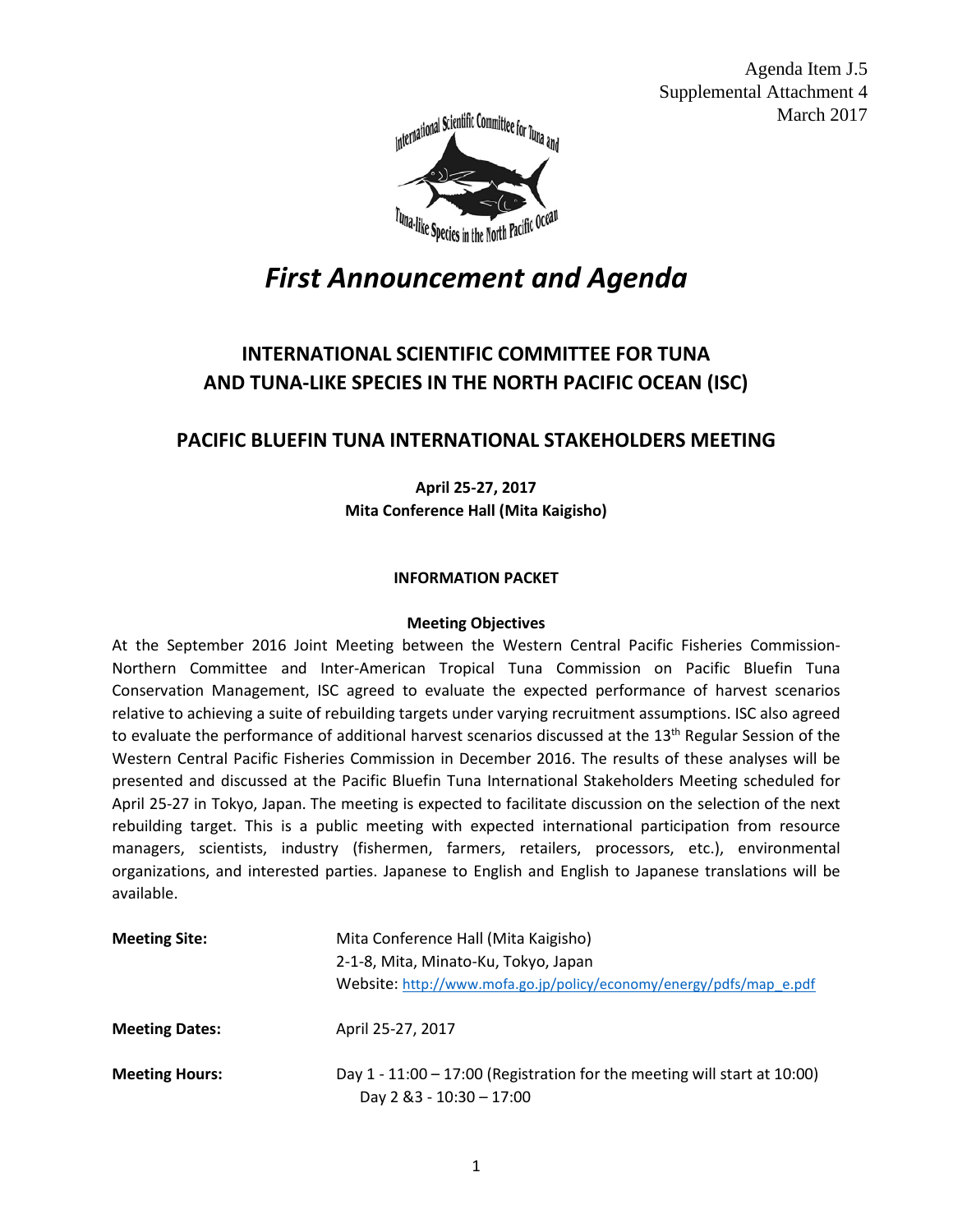Agenda Item J.5
Supplemental Attachment 4
March 2017

# *First Announcement and Agenda*

## INTERNATIONAL SCIENTIFIC COMMITTEE FOR TUNA AND TUNA-LIKE SPECIES IN THE NORTH PACIFIC OCEAN (ISC)

## PACIFIC BLUEFIN TUNA INTERNATIONAL STAKEHOLDERS MEETING

**April 25-27, 2017**
**Mita Conference Hall (Mita Kaigisho)**

### INFORMATION PACKET

#### Meeting Objectives

At the September 2016 Joint Meeting between the Western Central Pacific Fisheries Commission-Northern Committee and Inter-American Tropical Tuna Commission on Pacific Bluefin Tuna Conservation Management, ISC agreed to evaluate the expected performance of harvest scenarios relative to achieving a suite of rebuilding targets under varying recruitment assumptions. ISC also agreed to evaluate the performance of additional harvest scenarios discussed at the 13th Regular Session of the Western Central Pacific Fisheries Commission in December 2016. The results of these analyses will be presented and discussed at the Pacific Bluefin Tuna International Stakeholders Meeting scheduled for April 25-27 in Tokyo, Japan. The meeting is expected to facilitate discussion on the selection of the next rebuilding target. This is a public meeting with expected international participation from resource managers, scientists, industry (fishermen, farmers, retailers, processors, etc.), environmental organizations, and interested parties. Japanese to English and English to Japanese translations will be available.

**Meeting Site:** Mita Conference Hall (Mita Kaigisho)
2-1-8, Mita, Minato-Ku, Tokyo, Japan
Website: http://www.mofa.go.jp/policy/economy/energy/pdfs/map_e.pdf

**Meeting Dates:** April 25-27, 2017

**Meeting Hours:** Day 1 - 11:00 – 17:00 (Registration for the meeting will start at 10:00)
Day 2 &3 - 10:30 – 17:00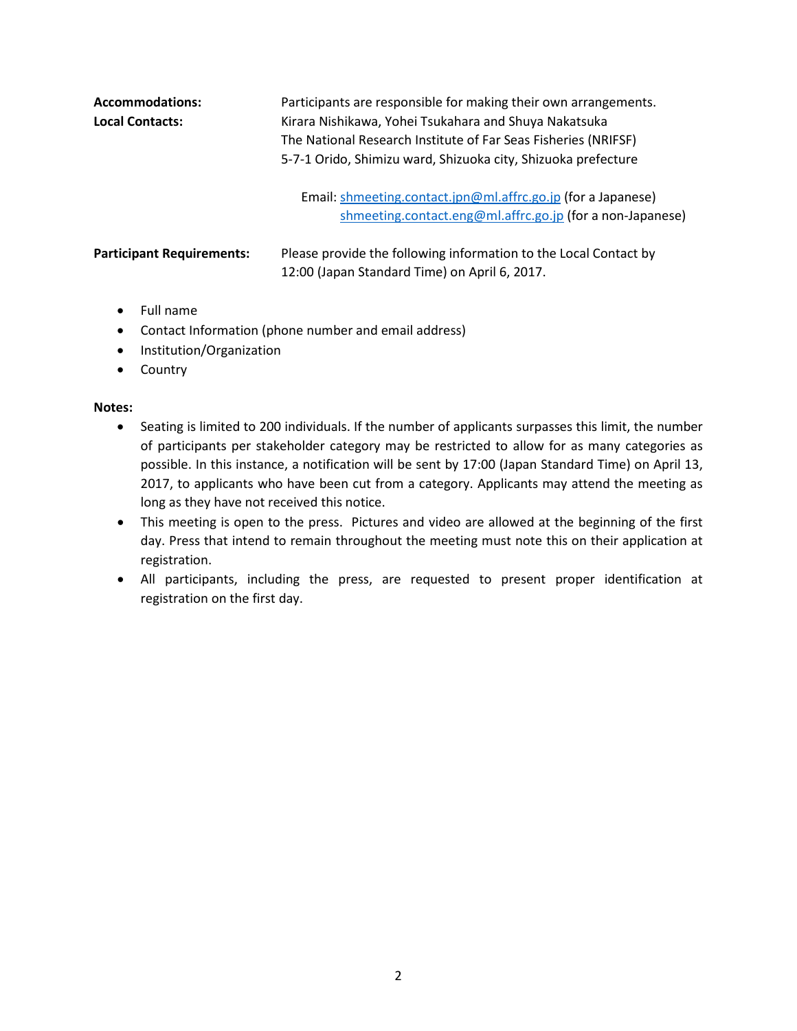**Accommodations:** Participants are responsible for making their own arrangements.

**Local Contacts:** Kirara Nishikawa, Yohei Tsukahara and Shuya Nakatsuka
The National Research Institute of Far Seas Fisheries (NRIFSF)
5-7-1 Orido, Shimizu ward, Shizuoka city, Shizuoka prefecture

Email: shmeeting.contact.jpn@ml.affrc.go.jp (for a Japanese)
shmeeting.contact.eng@ml.affrc.go.jp (for a non-Japanese)

**Participant Requirements:** Please provide the following information to the Local Contact by 12:00 (Japan Standard Time) on April 6, 2017.

- Full name
- Contact Information (phone number and email address)
- Institution/Organization
- Country

**Notes:**

- Seating is limited to 200 individuals. If the number of applicants surpasses this limit, the number of participants per stakeholder category may be restricted to allow for as many categories as possible. In this instance, a notification will be sent by 17:00 (Japan Standard Time) on April 13, 2017, to applicants who have been cut from a category. Applicants may attend the meeting as long as they have not received this notice.
- This meeting is open to the press. Pictures and video are allowed at the beginning of the first day. Press that intend to remain throughout the meeting must note this on their application at registration.
- All participants, including the press, are requested to present proper identification at registration on the first day.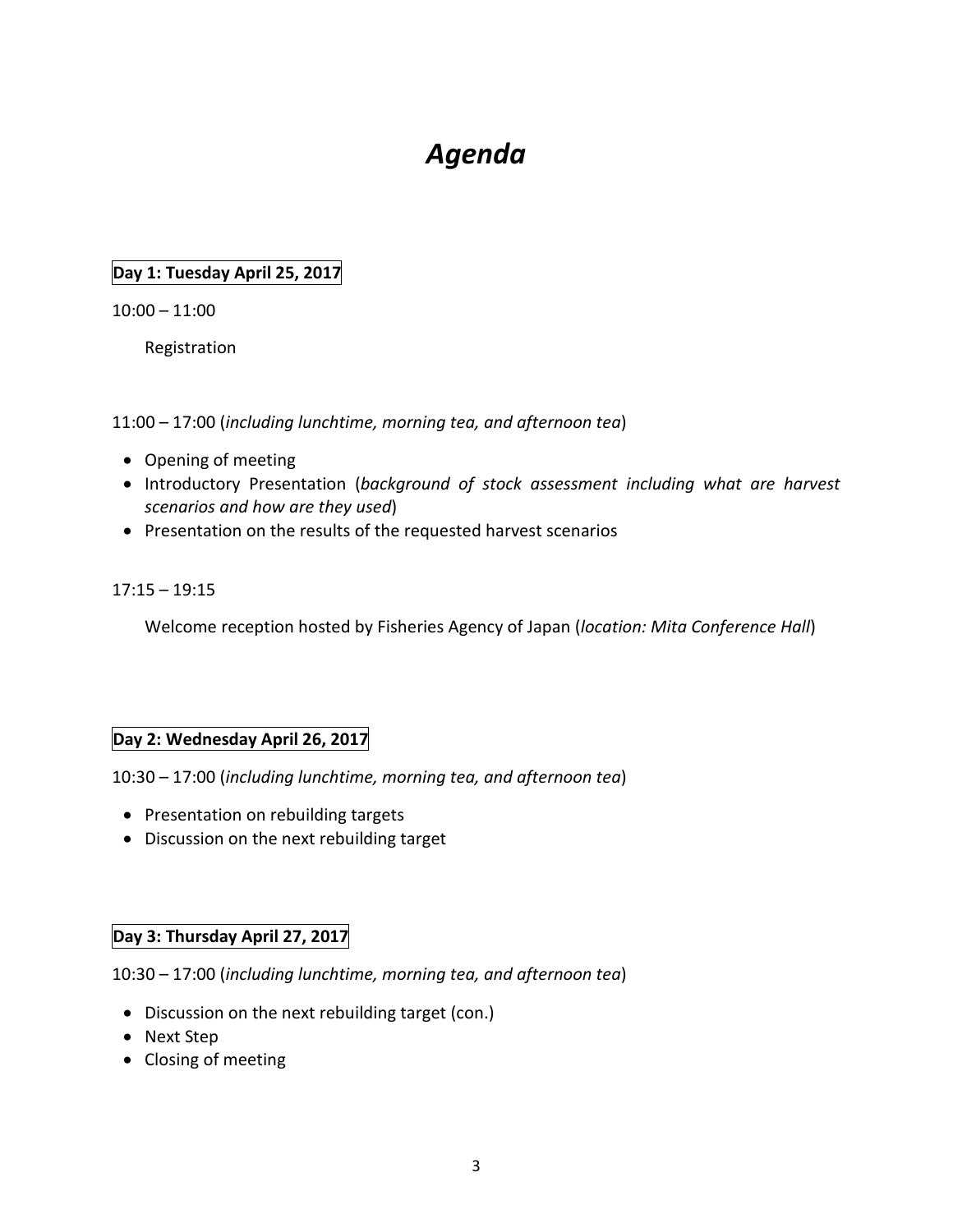# *Agenda*

**Day 1: Tuesday April 25, 2017**

10:00 – 11:00

Registration

11:00 – 17:00 (*including lunchtime, morning tea, and afternoon tea*)

- Opening of meeting
- Introductory Presentation (*background of stock assessment including what are harvest scenarios and how are they used*)
- Presentation on the results of the requested harvest scenarios

17:15 – 19:15

Welcome reception hosted by Fisheries Agency of Japan (*location: Mita Conference Hall*)

**Day 2: Wednesday April 26, 2017**

10:30 – 17:00 (*including lunchtime, morning tea, and afternoon tea*)

- Presentation on rebuilding targets
- Discussion on the next rebuilding target

**Day 3: Thursday April 27, 2017**

10:30 – 17:00 (*including lunchtime, morning tea, and afternoon tea*)

- Discussion on the next rebuilding target (con.)
- Next Step
- Closing of meeting